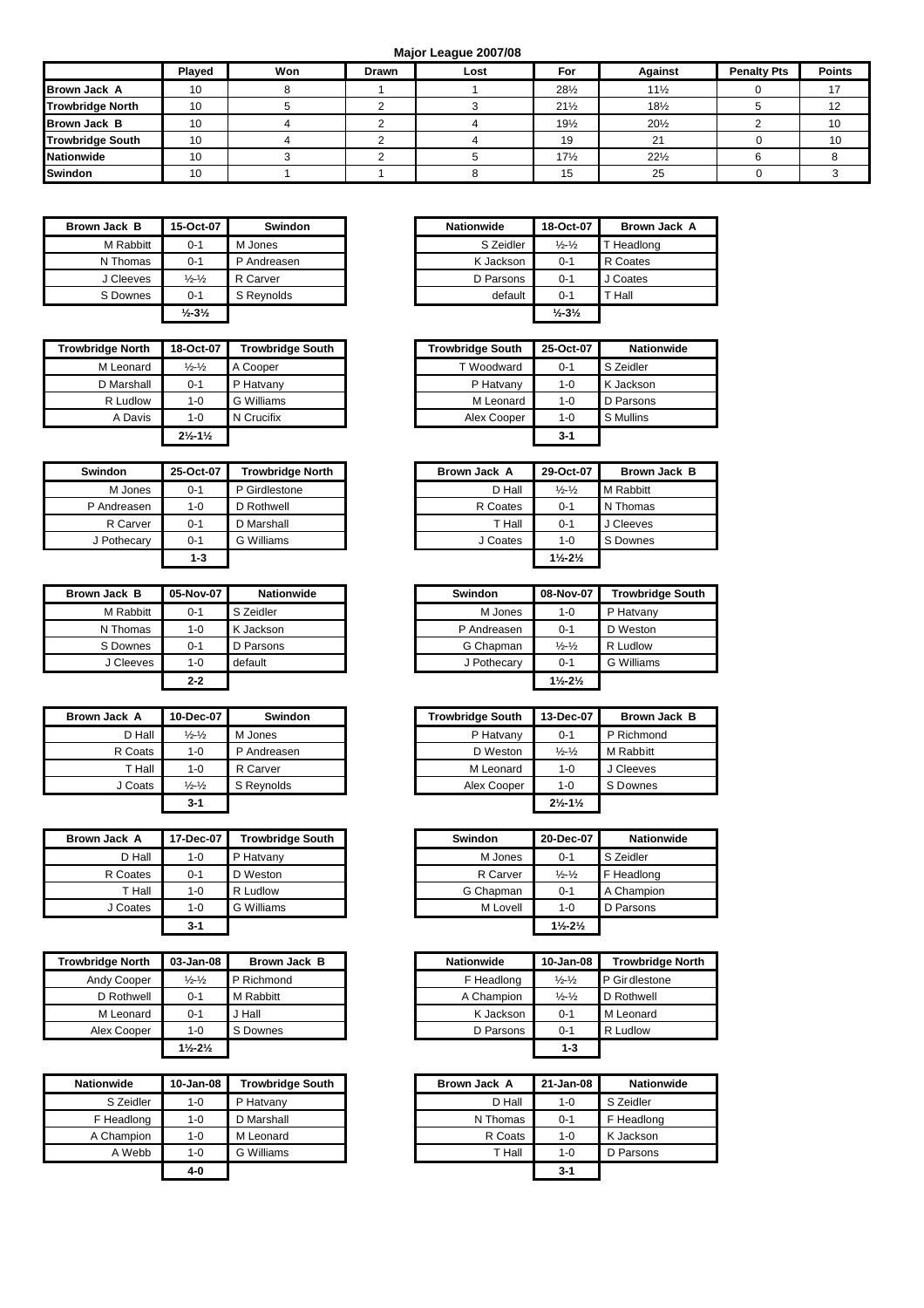# Major League 2007/08

| | Played | Won | Drawn | Lost | For | Against | Penalty Pts | Points |
|---|---|---|---|---|---|---|---|---|
| **Brown Jack A** | 10 | 8 | 1 | 1 | 28½ | 11½ | 0 | 17 |
| **Trowbridge North** | 10 | 5 | 2 | 3 | 21½ | 18½ | 5 | 12 |
| **Brown Jack B** | 10 | 4 | 2 | 4 | 19½ | 20½ | 2 | 10 |
| **Trowbridge South** | 10 | 4 | 2 | 4 | 19 | 21 | 0 | 10 |
| **Nationwide** | 10 | 3 | 2 | 5 | 17½ | 22½ | 6 | 8 |
| **Swindon** | 10 | 1 | 1 | 8 | 15 | 25 | 0 | 3 |

| Brown Jack B | 15-Oct-07 | Swindon |
|---|---|---|
| M Rabbitt | 0-1 | M Jones |
| N Thomas | 0-1 | P Andreasen |
| J Cleeves | ½-½ | R Carver |
| S Downes | 0-1 | S Reynolds |
| | **½-3½** | |

| Nationwide | 18-Oct-07 | Brown Jack A |
|---|---|---|
| S Zeidler | ½-½ | T Headlong |
| K Jackson | 0-1 | R Coates |
| D Parsons | 0-1 | J Coates |
| default | 0-1 | T Hall |
| | **½-3½** | |

| Trowbridge North | 18-Oct-07 | Trowbridge South |
|---|---|---|
| M Leonard | ½-½ | A Cooper |
| D Marshall | 0-1 | P Hatvany |
| R Ludlow | 1-0 | G Williams |
| A Davis | 1-0 | N Crucifix |
| | **2½-1½** | |

| Trowbridge South | 25-Oct-07 | Nationwide |
|---|---|---|
| T Woodward | 0-1 | S Zeidler |
| P Hatvany | 1-0 | K Jackson |
| M Leonard | 1-0 | D Parsons |
| Alex Cooper | 1-0 | S Mullins |
| | **3-1** | |

| Swindon | 25-Oct-07 | Trowbridge North |
|---|---|---|
| M Jones | 0-1 | P Girdlestone |
| P Andreasen | 1-0 | D Rothwell |
| R Carver | 0-1 | D Marshall |
| J Pothecary | 0-1 | G Williams |
| | **1-3** | |

| Brown Jack A | 29-Oct-07 | Brown Jack B |
|---|---|---|
| D Hall | ½-½ | M Rabbitt |
| R Coates | 0-1 | N Thomas |
| T Hall | 0-1 | J Cleeves |
| J Coates | 1-0 | S Downes |
| | **1½-2½** | |

| Brown Jack B | 05-Nov-07 | Nationwide |
|---|---|---|
| M Rabbitt | 0-1 | S Zeidler |
| N Thomas | 1-0 | K Jackson |
| S Downes | 0-1 | D Parsons |
| J Cleeves | 1-0 | default |
| | **2-2** | |

| Swindon | 08-Nov-07 | Trowbridge South |
|---|---|---|
| M Jones | 1-0 | P Hatvany |
| P Andreasen | 0-1 | D Weston |
| G Chapman | ½-½ | R Ludlow |
| J Pothecary | 0-1 | G Williams |
| | **1½-2½** | |

| Brown Jack A | 10-Dec-07 | Swindon |
|---|---|---|
| D Hall | ½-½ | M Jones |
| R Coats | 1-0 | P Andreasen |
| T Hall | 1-0 | R Carver |
| J Coats | ½-½ | S Reynolds |
| | **3-1** | |

| Trowbridge South | 13-Dec-07 | Brown Jack B |
|---|---|---|
| P Hatvany | 0-1 | P Richmond |
| D Weston | ½-½ | M Rabbitt |
| M Leonard | 1-0 | J Cleeves |
| Alex Cooper | 1-0 | S Downes |
| | **2½-1½** | |

| Brown Jack A | 17-Dec-07 | Trowbridge South |
|---|---|---|
| D Hall | 1-0 | P Hatvany |
| R Coates | 0-1 | D Weston |
| T Hall | 1-0 | R Ludlow |
| J Coates | 1-0 | G Williams |
| | **3-1** | |

| Swindon | 20-Dec-07 | Nationwide |
|---|---|---|
| M Jones | 0-1 | S Zeidler |
| R Carver | ½-½ | F Headlong |
| G Chapman | 0-1 | A Champion |
| M Lovell | 1-0 | D Parsons |
| | **1½-2½** | |

| Trowbridge North | 03-Jan-08 | Brown Jack B |
|---|---|---|
| Andy Cooper | ½-½ | P Richmond |
| D Rothwell | 0-1 | M Rabbitt |
| M Leonard | 0-1 | J Hall |
| Alex Cooper | 1-0 | S Downes |
| | **1½-2½** | |

| Nationwide | 10-Jan-08 | Trowbridge North |
|---|---|---|
| F Headlong | ½-½ | P Girdlestone |
| A Champion | ½-½ | D Rothwell |
| K Jackson | 0-1 | M Leonard |
| D Parsons | 0-1 | R Ludlow |
| | **1-3** | |

| Nationwide | 10-Jan-08 | Trowbridge South |
|---|---|---|
| S Zeidler | 1-0 | P Hatvany |
| F Headlong | 1-0 | D Marshall |
| A Champion | 1-0 | M Leonard |
| A Webb | 1-0 | G Williams |
| | **4-0** | |

| Brown Jack A | 21-Jan-08 | Nationwide |
|---|---|---|
| D Hall | 1-0 | S Zeidler |
| N Thomas | 0-1 | F Headlong |
| R Coats | 1-0 | K Jackson |
| T Hall | 1-0 | D Parsons |
| | **3-1** | |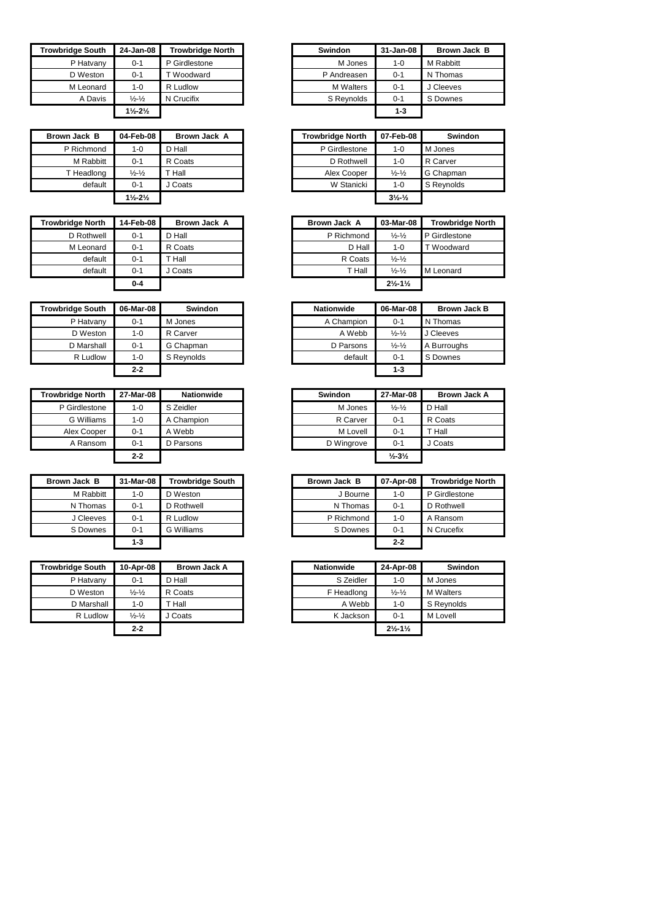| Trowbridge South | 24-Jan-08 | Trowbridge North |
|---|---|---|
| P Hatvany | 0-1 | P Girdlestone |
| D Weston | 0-1 | T Woodward |
| M Leonard | 1-0 | R Ludlow |
| A Davis | ½-½ | N Crucifix |
| | 1½-2½ | |

| Swindon | 31-Jan-08 | Brown Jack B |
|---|---|---|
| M Jones | 1-0 | M Rabbitt |
| P Andreasen | 0-1 | N Thomas |
| M Walters | 0-1 | J Cleeves |
| S Reynolds | 0-1 | S Downes |
| | 1-3 | |

| Brown Jack B | 04-Feb-08 | Brown Jack A |
|---|---|---|
| P Richmond | 1-0 | D Hall |
| M Rabbitt | 0-1 | R Coats |
| T Headlong | ½-½ | T Hall |
| default | 0-1 | J Coats |
| | 1½-2½ | |

| Trowbridge North | 07-Feb-08 | Swindon |
|---|---|---|
| P Girdlestone | 1-0 | M Jones |
| D Rothwell | 1-0 | R Carver |
| Alex Cooper | ½-½ | G Chapman |
| W Stanicki | 1-0 | S Reynolds |
| | 3½-½ | |

| Trowbridge North | 14-Feb-08 | Brown Jack A |
|---|---|---|
| D Rothwell | 0-1 | D Hall |
| M Leonard | 0-1 | R Coats |
| default | 0-1 | T Hall |
| default | 0-1 | J Coats |
| | 0-4 | |

| Brown Jack A | 03-Mar-08 | Trowbridge North |
|---|---|---|
| P Richmond | ½-½ | P Girdlestone |
| D Hall | 1-0 | T Woodward |
| R Coats | ½-½ | |
| T Hall | ½-½ | M Leonard |
| | 2½-1½ | |

| Trowbridge South | 06-Mar-08 | Swindon |
|---|---|---|
| P Hatvany | 0-1 | M Jones |
| D Weston | 1-0 | R Carver |
| D Marshall | 0-1 | G Chapman |
| R Ludlow | 1-0 | S Reynolds |
| | 2-2 | |

| Nationwide | 06-Mar-08 | Brown Jack B |
|---|---|---|
| A Champion | 0-1 | N Thomas |
| A Webb | ½-½ | J Cleeves |
| D Parsons | ½-½ | A Burroughs |
| default | 0-1 | S Downes |
| | 1-3 | |

| Trowbridge North | 27-Mar-08 | Nationwide |
|---|---|---|
| P Girdlestone | 1-0 | S Zeidler |
| G Williams | 1-0 | A Champion |
| Alex Cooper | 0-1 | A Webb |
| A Ransom | 0-1 | D Parsons |
| | 2-2 | |

| Swindon | 27-Mar-08 | Brown Jack A |
|---|---|---|
| M Jones | ½-½ | D Hall |
| R Carver | 0-1 | R Coats |
| M Lovell | 0-1 | T Hall |
| D Wingrove | 0-1 | J Coats |
| | ½-3½ | |

| Brown Jack B | 31-Mar-08 | Trowbridge South |
|---|---|---|
| M Rabbitt | 1-0 | D Weston |
| N Thomas | 0-1 | D Rothwell |
| J Cleeves | 0-1 | R Ludlow |
| S Downes | 0-1 | G Williams |
| | 1-3 | |

| Brown Jack B | 07-Apr-08 | Trowbridge North |
|---|---|---|
| J Bourne | 1-0 | P Girdlestone |
| N Thomas | 0-1 | D Rothwell |
| P Richmond | 1-0 | A Ransom |
| S Downes | 0-1 | N Crucefix |
| | 2-2 | |

| Trowbridge South | 10-Apr-08 | Brown Jack A |
|---|---|---|
| P Hatvany | 0-1 | D Hall |
| D Weston | ½-½ | R Coats |
| D Marshall | 1-0 | T Hall |
| R Ludlow | ½-½ | J Coats |
| | 2-2 | |

| Nationwide | 24-Apr-08 | Swindon |
|---|---|---|
| S Zeidler | 1-0 | M Jones |
| F Headlong | ½-½ | M Walters |
| A Webb | 1-0 | S Reynolds |
| K Jackson | 0-1 | M Lovell |
| | 2½-1½ | |